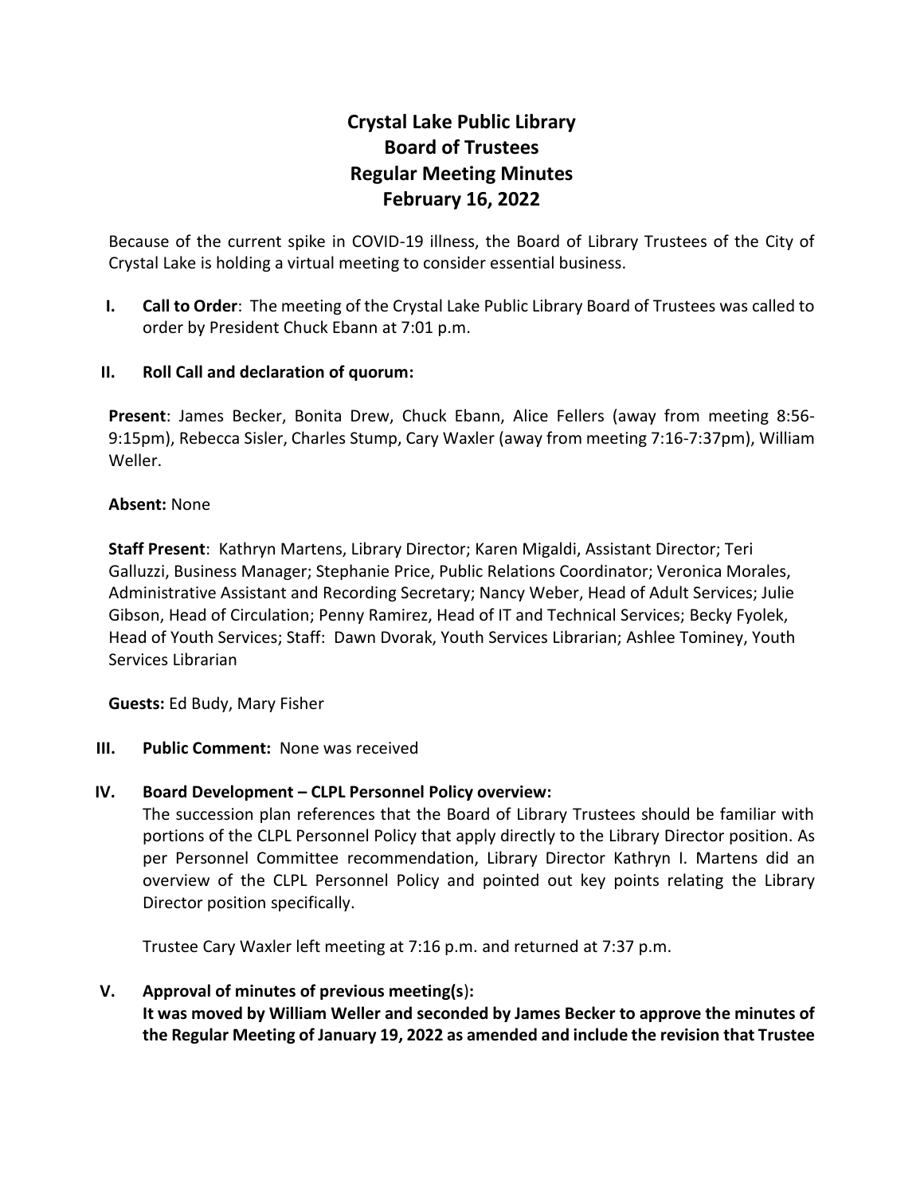# Crystal Lake Public Library
# Board of Trustees
# Regular Meeting Minutes
# February 16, 2022

Because of the current spike in COVID-19 illness, the Board of Library Trustees of the City of Crystal Lake is holding a virtual meeting to consider essential business.

**I. Call to Order**: The meeting of the Crystal Lake Public Library Board of Trustees was called to order by President Chuck Ebann at 7:01 p.m.

**II. Roll Call and declaration of quorum:**

**Present**: James Becker, Bonita Drew, Chuck Ebann, Alice Fellers (away from meeting 8:56-9:15pm), Rebecca Sisler, Charles Stump, Cary Waxler (away from meeting 7:16-7:37pm), William Weller.

**Absent:** None

**Staff Present**: Kathryn Martens, Library Director; Karen Migaldi, Assistant Director; Teri Galluzzi, Business Manager; Stephanie Price, Public Relations Coordinator; Veronica Morales, Administrative Assistant and Recording Secretary; Nancy Weber, Head of Adult Services; Julie Gibson, Head of Circulation; Penny Ramirez, Head of IT and Technical Services; Becky Fyolek, Head of Youth Services; Staff: Dawn Dvorak, Youth Services Librarian; Ashlee Tominey, Youth Services Librarian

**Guests:** Ed Budy, Mary Fisher

**III. Public Comment:** None was received

**IV. Board Development – CLPL Personnel Policy overview:**

The succession plan references that the Board of Library Trustees should be familiar with portions of the CLPL Personnel Policy that apply directly to the Library Director position. As per Personnel Committee recommendation, Library Director Kathryn I. Martens did an overview of the CLPL Personnel Policy and pointed out key points relating the Library Director position specifically.

Trustee Cary Waxler left meeting at 7:16 p.m. and returned at 7:37 p.m.

**V. Approval of minutes of previous meeting(s):**

**It was moved by William Weller and seconded by James Becker to approve the minutes of the Regular Meeting of January 19, 2022 as amended and include the revision that Trustee**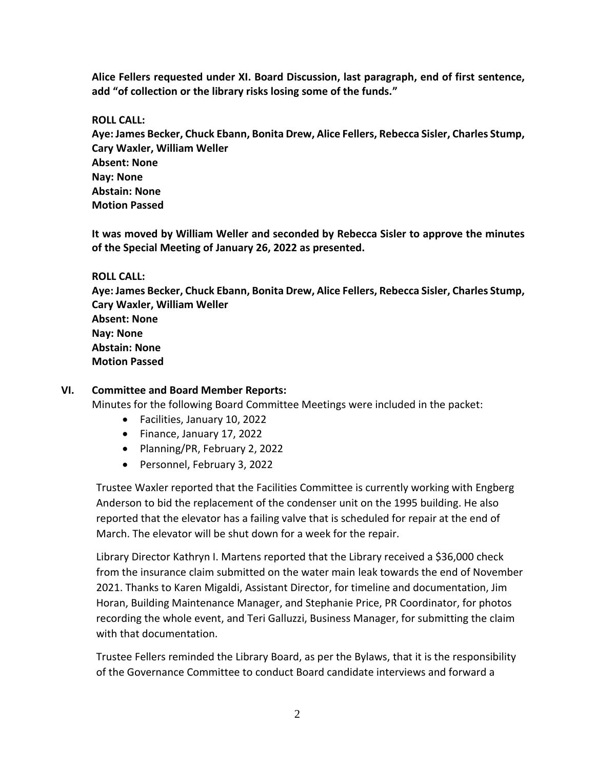**Alice Fellers requested under XI. Board Discussion, last paragraph, end of first sentence, add "of collection or the library risks losing some of the funds."**

**ROLL CALL:**
**Aye: James Becker, Chuck Ebann, Bonita Drew, Alice Fellers, Rebecca Sisler, Charles Stump, Cary Waxler, William Weller**
**Absent: None**
**Nay: None**
**Abstain: None**
**Motion Passed**

**It was moved by William Weller and seconded by Rebecca Sisler to approve the minutes of the Special Meeting of January 26, 2022 as presented.**

**ROLL CALL:**
**Aye: James Becker, Chuck Ebann, Bonita Drew, Alice Fellers, Rebecca Sisler, Charles Stump, Cary Waxler, William Weller**
**Absent: None**
**Nay: None**
**Abstain: None**
**Motion Passed**

## VI. Committee and Board Member Reports:

Minutes for the following Board Committee Meetings were included in the packet:

- Facilities, January 10, 2022
- Finance, January 17, 2022
- Planning/PR, February 2, 2022
- Personnel, February 3, 2022

Trustee Waxler reported that the Facilities Committee is currently working with Engberg Anderson to bid the replacement of the condenser unit on the 1995 building. He also reported that the elevator has a failing valve that is scheduled for repair at the end of March. The elevator will be shut down for a week for the repair.

Library Director Kathryn I. Martens reported that the Library received a $36,000 check from the insurance claim submitted on the water main leak towards the end of November 2021. Thanks to Karen Migaldi, Assistant Director, for timeline and documentation, Jim Horan, Building Maintenance Manager, and Stephanie Price, PR Coordinator, for photos recording the whole event, and Teri Galluzzi, Business Manager, for submitting the claim with that documentation.

Trustee Fellers reminded the Library Board, as per the Bylaws, that it is the responsibility of the Governance Committee to conduct Board candidate interviews and forward a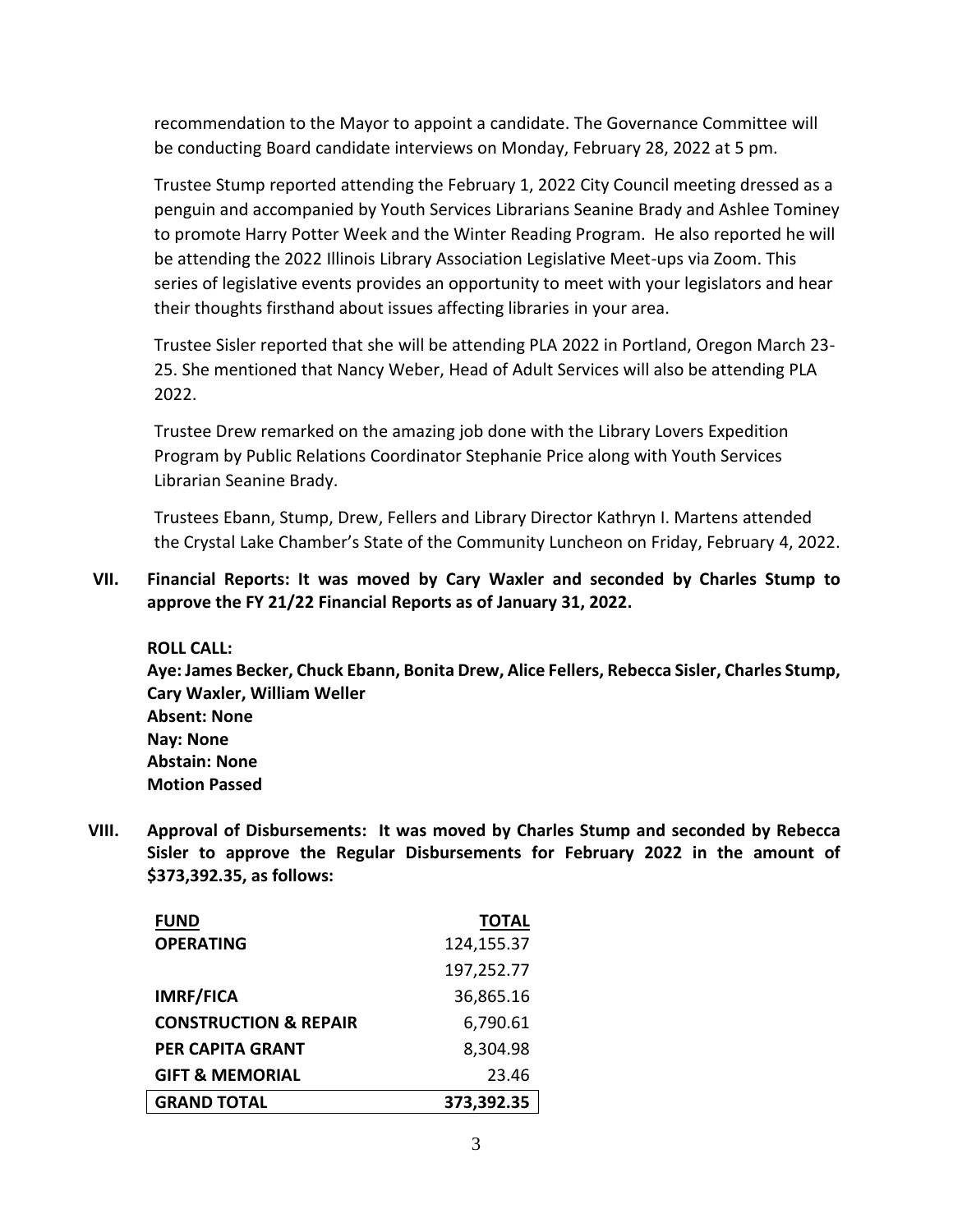recommendation to the Mayor to appoint a candidate. The Governance Committee will be conducting Board candidate interviews on Monday, February 28, 2022 at 5 pm.

Trustee Stump reported attending the February 1, 2022 City Council meeting dressed as a penguin and accompanied by Youth Services Librarians Seanine Brady and Ashlee Tominey to promote Harry Potter Week and the Winter Reading Program. He also reported he will be attending the 2022 Illinois Library Association Legislative Meet-ups via Zoom. This series of legislative events provides an opportunity to meet with your legislators and hear their thoughts firsthand about issues affecting libraries in your area.

Trustee Sisler reported that she will be attending PLA 2022 in Portland, Oregon March 23-25. She mentioned that Nancy Weber, Head of Adult Services will also be attending PLA 2022.

Trustee Drew remarked on the amazing job done with the Library Lovers Expedition Program by Public Relations Coordinator Stephanie Price along with Youth Services Librarian Seanine Brady.

Trustees Ebann, Stump, Drew, Fellers and Library Director Kathryn I. Martens attended the Crystal Lake Chamber's State of the Community Luncheon on Friday, February 4, 2022.

**VII. Financial Reports: It was moved by Cary Waxler and seconded by Charles Stump to approve the FY 21/22 Financial Reports as of January 31, 2022.**

**ROLL CALL:**
**Aye: James Becker, Chuck Ebann, Bonita Drew, Alice Fellers, Rebecca Sisler, Charles Stump, Cary Waxler, William Weller**
**Absent: None**
**Nay: None**
**Abstain: None**
**Motion Passed**

**VIII. Approval of Disbursements: It was moved by Charles Stump and seconded by Rebecca Sisler to approve the Regular Disbursements for February 2022 in the amount of $373,392.35, as follows:**

| FUND | TOTAL |
|---|---:|
| **OPERATING** | 124,155.37 |
| | 197,252.77 |
| **IMRF/FICA** | 36,865.16 |
| **CONSTRUCTION & REPAIR** | 6,790.61 |
| **PER CAPITA GRANT** | 8,304.98 |
| **GIFT & MEMORIAL** | 23.46 |
| **GRAND TOTAL** | **373,392.35** |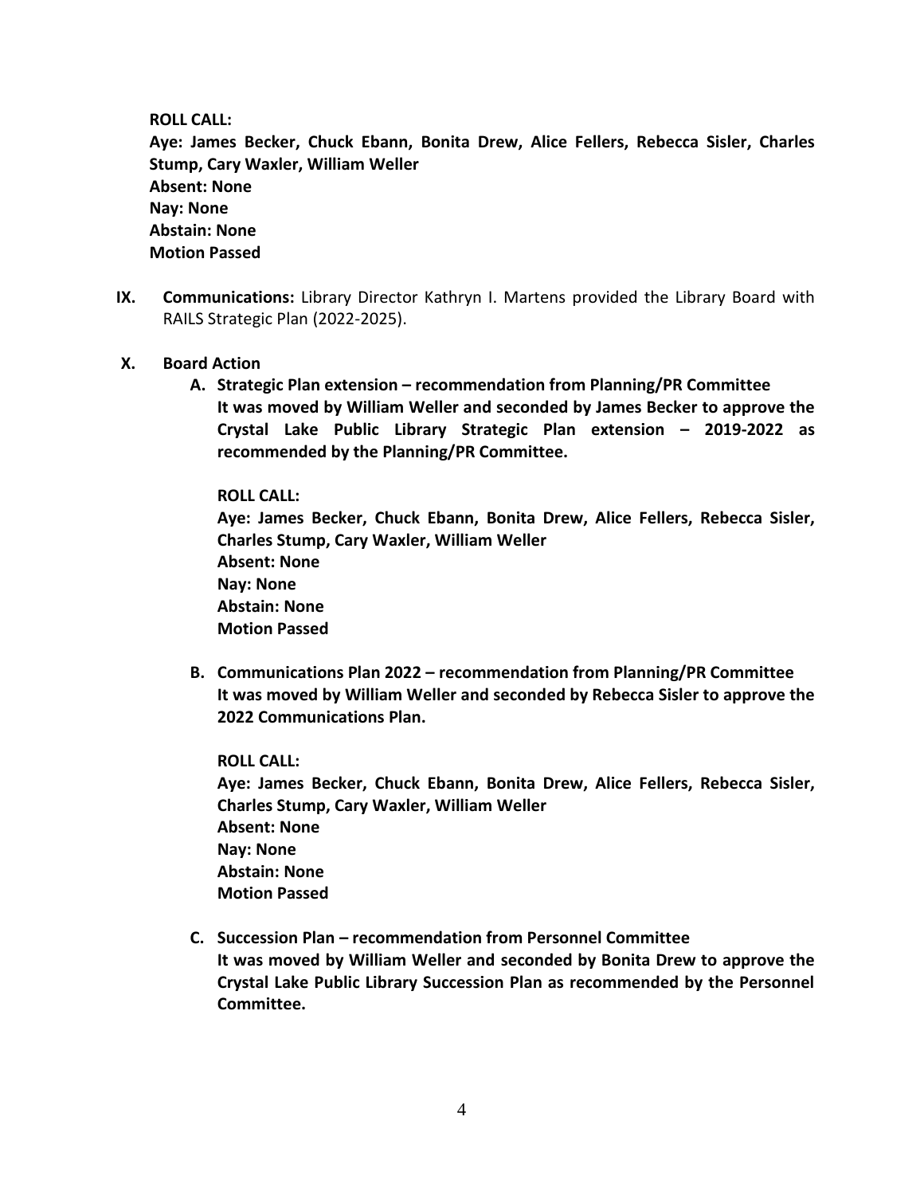**ROLL CALL:**
**Aye: James Becker, Chuck Ebann, Bonita Drew, Alice Fellers, Rebecca Sisler, Charles Stump, Cary Waxler, William Weller**
**Absent: None**
**Nay: None**
**Abstain: None**
**Motion Passed**

IX. **Communications:** Library Director Kathryn I. Martens provided the Library Board with RAILS Strategic Plan (2022-2025).

X. **Board Action**

   A. **Strategic Plan extension – recommendation from Planning/PR Committee**
   **It was moved by William Weller and seconded by James Becker to approve the Crystal Lake Public Library Strategic Plan extension – 2019-2022 as recommended by the Planning/PR Committee.**

   **ROLL CALL:**
   **Aye: James Becker, Chuck Ebann, Bonita Drew, Alice Fellers, Rebecca Sisler, Charles Stump, Cary Waxler, William Weller**
   **Absent: None**
   **Nay: None**
   **Abstain: None**
   **Motion Passed**

   B. **Communications Plan 2022 – recommendation from Planning/PR Committee**
   **It was moved by William Weller and seconded by Rebecca Sisler to approve the 2022 Communications Plan.**

   **ROLL CALL:**
   **Aye: James Becker, Chuck Ebann, Bonita Drew, Alice Fellers, Rebecca Sisler, Charles Stump, Cary Waxler, William Weller**
   **Absent: None**
   **Nay: None**
   **Abstain: None**
   **Motion Passed**

   C. **Succession Plan – recommendation from Personnel Committee**
   **It was moved by William Weller and seconded by Bonita Drew to approve the Crystal Lake Public Library Succession Plan as recommended by the Personnel Committee.**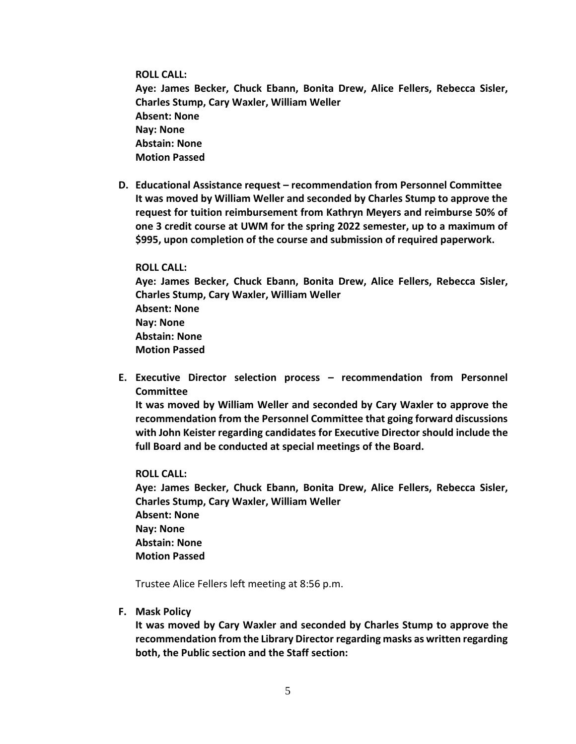**ROLL CALL:**
**Aye: James Becker, Chuck Ebann, Bonita Drew, Alice Fellers, Rebecca Sisler, Charles Stump, Cary Waxler, William Weller**
**Absent: None**
**Nay: None**
**Abstain: None**
**Motion Passed**

**D. Educational Assistance request – recommendation from Personnel Committee**
**It was moved by William Weller and seconded by Charles Stump to approve the request for tuition reimbursement from Kathryn Meyers and reimburse 50% of one 3 credit course at UWM for the spring 2022 semester, up to a maximum of $995, upon completion of the course and submission of required paperwork.**

**ROLL CALL:**
**Aye: James Becker, Chuck Ebann, Bonita Drew, Alice Fellers, Rebecca Sisler, Charles Stump, Cary Waxler, William Weller**
**Absent: None**
**Nay: None**
**Abstain: None**
**Motion Passed**

**E. Executive Director selection process – recommendation from Personnel Committee**
**It was moved by William Weller and seconded by Cary Waxler to approve the recommendation from the Personnel Committee that going forward discussions with John Keister regarding candidates for Executive Director should include the full Board and be conducted at special meetings of the Board.**

**ROLL CALL:**
**Aye: James Becker, Chuck Ebann, Bonita Drew, Alice Fellers, Rebecca Sisler, Charles Stump, Cary Waxler, William Weller**
**Absent: None**
**Nay: None**
**Abstain: None**
**Motion Passed**

Trustee Alice Fellers left meeting at 8:56 p.m.

**F. Mask Policy**
**It was moved by Cary Waxler and seconded by Charles Stump to approve the recommendation from the Library Director regarding masks as written regarding both, the Public section and the Staff section:**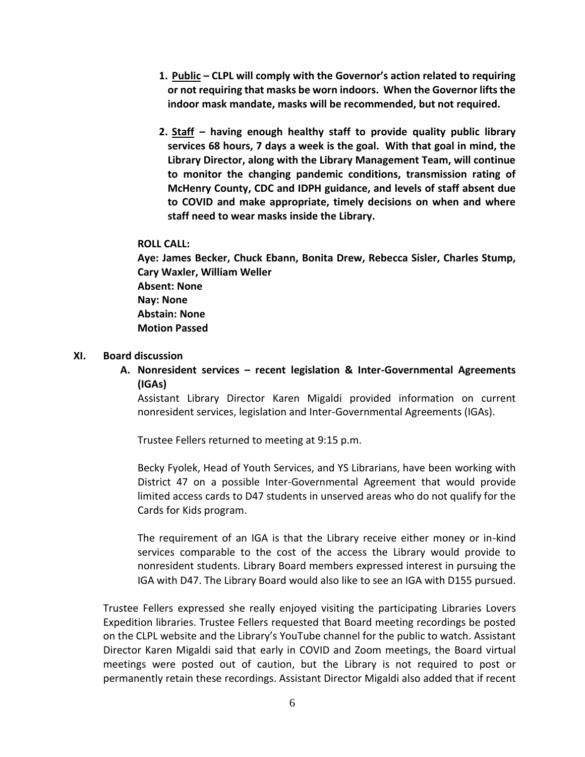1. **<u>Public</u> – CLPL will comply with the Governor's action related to requiring or not requiring that masks be worn indoors. When the Governor lifts the indoor mask mandate, masks will be recommended, but not required.**

2. **<u>Staff</u> – having enough healthy staff to provide quality public library services 68 hours, 7 days a week is the goal. With that goal in mind, the Library Director, along with the Library Management Team, will continue to monitor the changing pandemic conditions, transmission rating of McHenry County, CDC and IDPH guidance, and levels of staff absent due to COVID and make appropriate, timely decisions on when and where staff need to wear masks inside the Library.**

**ROLL CALL:**
**Aye: James Becker, Chuck Ebann, Bonita Drew, Rebecca Sisler, Charles Stump, Cary Waxler, William Weller**
**Absent: None**
**Nay: None**
**Abstain: None**
**Motion Passed**

## XI. Board discussion

### A. Nonresident services – recent legislation & Inter-Governmental Agreements (IGAs)

Assistant Library Director Karen Migaldi provided information on current nonresident services, legislation and Inter-Governmental Agreements (IGAs).

Trustee Fellers returned to meeting at 9:15 p.m.

Becky Fyolek, Head of Youth Services, and YS Librarians, have been working with District 47 on a possible Inter-Governmental Agreement that would provide limited access cards to D47 students in unserved areas who do not qualify for the Cards for Kids program.

The requirement of an IGA is that the Library receive either money or in-kind services comparable to the cost of the access the Library would provide to nonresident students. Library Board members expressed interest in pursuing the IGA with D47. The Library Board would also like to see an IGA with D155 pursued.

Trustee Fellers expressed she really enjoyed visiting the participating Libraries Lovers Expedition libraries. Trustee Fellers requested that Board meeting recordings be posted on the CLPL website and the Library's YouTube channel for the public to watch. Assistant Director Karen Migaldi said that early in COVID and Zoom meetings, the Board virtual meetings were posted out of caution, but the Library is not required to post or permanently retain these recordings. Assistant Director Migaldi also added that if recent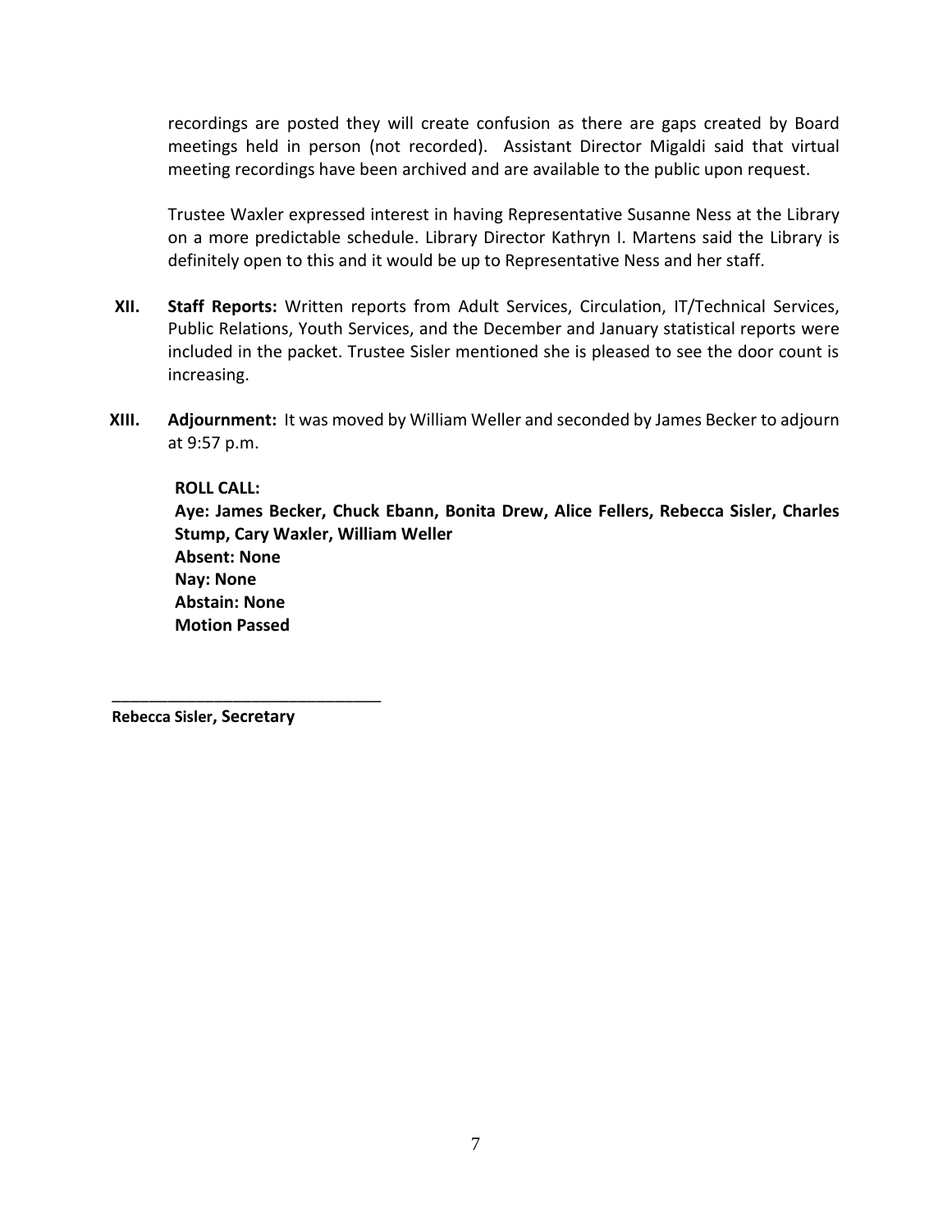recordings are posted they will create confusion as there are gaps created by Board meetings held in person (not recorded). Assistant Director Migaldi said that virtual meeting recordings have been archived and are available to the public upon request.

Trustee Waxler expressed interest in having Representative Susanne Ness at the Library on a more predictable schedule. Library Director Kathryn I. Martens said the Library is definitely open to this and it would be up to Representative Ness and her staff.

**XII.** **Staff Reports:** Written reports from Adult Services, Circulation, IT/Technical Services, Public Relations, Youth Services, and the December and January statistical reports were included in the packet. Trustee Sisler mentioned she is pleased to see the door count is increasing.

**XIII.** **Adjournment:** It was moved by William Weller and seconded by James Becker to adjourn at 9:57 p.m.

**ROLL CALL:**
**Aye: James Becker, Chuck Ebann, Bonita Drew, Alice Fellers, Rebecca Sisler, Charles Stump, Cary Waxler, William Weller**
**Absent: None**
**Nay: None**
**Abstain: None**
**Motion Passed**

\_\_\_\_\_\_\_\_\_\_\_\_\_\_\_\_\_\_\_\_\_\_\_\_\_\_\_\_\_\_

**Rebecca Sisler, Secretary**